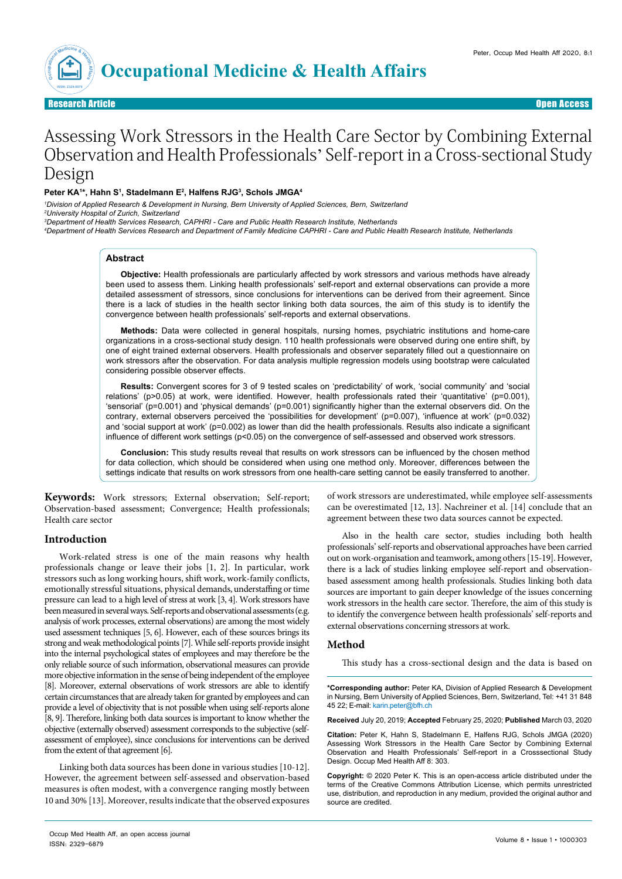Research Article | Open Access

# Assessing Work Stressors in the Health Care Sector by Combining External Observation and Health Professionals' Self-report in a Cross-sectional Study Design

**Peter KA[1]*, Hahn S[1], Stadelmann E[2], Halfens RJG[3], Schols JMGA[4]**

[1]Division of Applied Research & Development in Nursing, Bern University of Applied Sciences, Bern, Switzerland
[2]University Hospital of Zurich, Switzerland
[3]Department of Health Services Research, CAPHRI - Care and Public Health Research Institute, Netherlands
[4]Department of Health Services Research and Department of Family Medicine CAPHRI - Care and Public Health Research Institute, Netherlands

## Abstract

**Objective:** Health professionals are particularly affected by work stressors and various methods have already been used to assess them. Linking health professionals' self-report and external observations can provide a more detailed assessment of stressors, since conclusions for interventions can be derived from their agreement. Since there is a lack of studies in the health sector linking both data sources, the aim of this study is to identify the convergence between health professionals' self-reports and external observations.

**Methods:** Data were collected in general hospitals, nursing homes, psychiatric institutions and home-care organizations in a cross-sectional study design. 110 health professionals were observed during one entire shift, by one of eight trained external observers. Health professionals and observer separately filled out a questionnaire on work stressors after the observation. For data analysis multiple regression models using bootstrap were calculated considering possible observer effects.

**Results:** Convergent scores for 3 of 9 tested scales on 'predictability' of work, 'social community' and 'social relations' ($p>0.05$) at work, were identified. However, health professionals rated their 'quantitative' ($p=0.001$), 'sensorial' ($p=0.001$) and 'physical demands' ($p=0.001$) significantly higher than the external observers did. On the contrary, external observers perceived the 'possibilities for development' ($p=0.007$), 'influence at work' ($p=0.032$) and 'social support at work' ($p=0.002$) as lower than did the health professionals. Results also indicate a significant influence of different work settings ($p<0.05$) on the convergence of self-assessed and observed work stressors.

**Conclusion:** This study results reveal that results on work stressors can be influenced by the chosen method for data collection, which should be considered when using one method only. Moreover, differences between the settings indicate that results on work stressors from one health-care setting cannot be easily transferred to another.

**Keywords:** Work stressors; External observation; Self-report; Observation-based assessment; Convergence; Health professionals; Health care sector

## Introduction

Work-related stress is one of the main reasons why health professionals change or leave their jobs [1, 2]. In particular, work stressors such as long working hours, shift work, work-family conflicts, emotionally stressful situations, physical demands, understaffing or time pressure can lead to a high level of stress at work [3, 4]. Work stressors have been measured in several ways. Self-reports and observational assessments (e.g. analysis of work processes, external observations) are among the most widely used assessment techniques [5, 6]. However, each of these sources brings its strong and weak methodological points [7]. While self-reports provide insight into the internal psychological states of employees and may therefore be the only reliable source of such information, observational measures can provide more objective information in the sense of being independent of the employee [8]. Moreover, external observations of work stressors are able to identify certain circumstances that are already taken for granted by employees and can provide a level of objectivity that is not possible when using self-reports alone [8, 9]. Therefore, linking both data sources is important to know whether the objective (externally observed) assessment corresponds to the subjective (self-assessment of employee), since conclusions for interventions can be derived from the extent of that agreement [6].

Linking both data sources has been done in various studies [10-12]. However, the agreement between self-assessed and observation-based measures is often modest, with a convergence ranging mostly between 10 and 30% [13]. Moreover, results indicate that the observed exposures of work stressors are underestimated, while employee self-assessments can be overestimated [12, 13]. Nachreiner et al. [14] conclude that an agreement between these two data sources cannot be expected.

Also in the health care sector, studies including both health professionals' self-reports and observational approaches have been carried out on work-organisation and teamwork, among others [15-19]. However, there is a lack of studies linking employee self-report and observation-based assessment among health professionals. Studies linking both data sources are important to gain deeper knowledge of the issues concerning work stressors in the health care sector. Therefore, the aim of this study is to identify the convergence between health professionals' self-reports and external observations concerning stressors at work.

## Method

This study has a cross-sectional design and the data is based on

**\*Corresponding author:** Peter KA, Division of Applied Research & Development in Nursing, Bern University of Applied Sciences, Bern, Switzerland, Tel: +41 31 848 45 22; E-mail: karin.peter@bfh.ch

**Received** July 20, 2019; **Accepted** February 25, 2020; **Published** March 03, 2020

**Citation:** Peter K, Hahn S, Stadelmann E, Halfens RJG, Schols JMGA (2020) Assessing Work Stressors in the Health Care Sector by Combining External Observation and Health Professionals' Self-report in a Crosssectional Study Design. Occup Med Health Aff 8: 303.

**Copyright:** © 2020 Peter K. This is an open-access article distributed under the terms of the Creative Commons Attribution License, which permits unrestricted use, distribution, and reproduction in any medium, provided the original author and source are credited.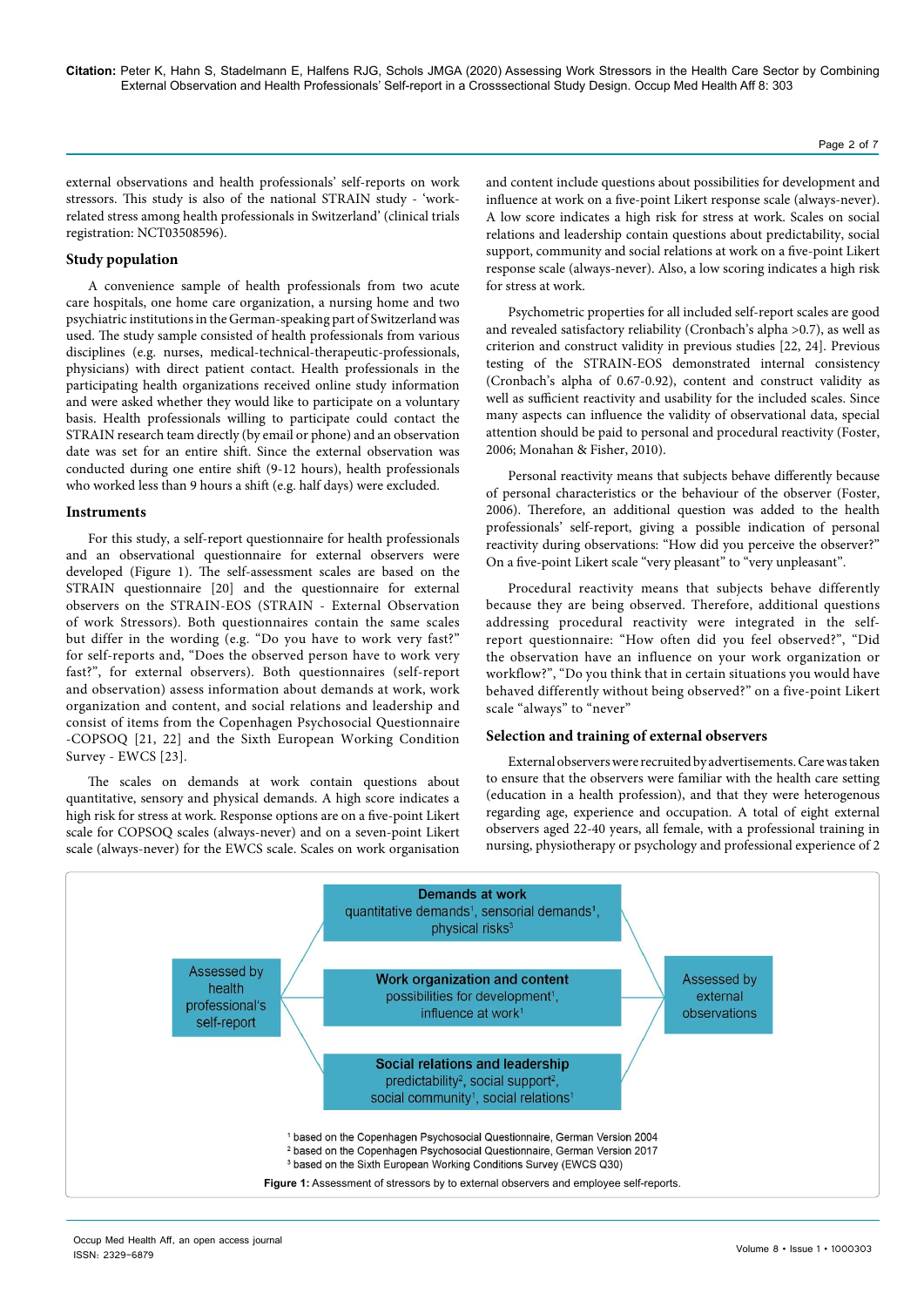external observations and health professionals' self-reports on work stressors. This study is also of the national STRAIN study - 'work-related stress among health professionals in Switzerland' (clinical trials registration: NCT03508596).

### Study population

A convenience sample of health professionals from two acute care hospitals, one home care organization, a nursing home and two psychiatric institutions in the German-speaking part of Switzerland was used. The study sample consisted of health professionals from various disciplines (e.g. nurses, medical-technical-therapeutic-professionals, physicians) with direct patient contact. Health professionals in the participating health organizations received online study information and were asked whether they would like to participate on a voluntary basis. Health professionals willing to participate could contact the STRAIN research team directly (by email or phone) and an observation date was set for an entire shift. Since the external observation was conducted during one entire shift (9-12 hours), health professionals who worked less than 9 hours a shift (e.g. half days) were excluded.

### Instruments

For this study, a self-report questionnaire for health professionals and an observational questionnaire for external observers were developed (Figure 1). The self-assessment scales are based on the STRAIN questionnaire [20] and the questionnaire for external observers on the STRAIN-EOS (STRAIN - External Observation of work Stressors). Both questionnaires contain the same scales but differ in the wording (e.g. "Do you have to work very fast?" for self-reports and, "Does the observed person have to work very fast?", for external observers). Both questionnaires (self-report and observation) assess information about demands at work, work organization and content, and social relations and leadership and consist of items from the Copenhagen Psychosocial Questionnaire -COPSOQ [21, 22] and the Sixth European Working Condition Survey - EWCS [23].

The scales on demands at work contain questions about quantitative, sensory and physical demands. A high score indicates a high risk for stress at work. Response options are on a five-point Likert scale for COPSOQ scales (always-never) and on a seven-point Likert scale (always-never) for the EWCS scale. Scales on work organisation and content include questions about possibilities for development and influence at work on a five-point Likert response scale (always-never). A low score indicates a high risk for stress at work. Scales on social relations and leadership contain questions about predictability, social support, community and social relations at work on a five-point Likert response scale (always-never). Also, a low scoring indicates a high risk for stress at work.

Psychometric properties for all included self-report scales are good and revealed satisfactory reliability (Cronbach's alpha >0.7), as well as criterion and construct validity in previous studies [22, 24]. Previous testing of the STRAIN-EOS demonstrated internal consistency (Cronbach's alpha of 0.67-0.92), content and construct validity as well as sufficient reactivity and usability for the included scales. Since many aspects can influence the validity of observational data, special attention should be paid to personal and procedural reactivity (Foster, 2006; Monahan & Fisher, 2010).

Personal reactivity means that subjects behave differently because of personal characteristics or the behaviour of the observer (Foster, 2006). Therefore, an additional question was added to the health professionals' self-report, giving a possible indication of personal reactivity during observations: "How did you perceive the observer?" On a five-point Likert scale "very pleasant" to "very unpleasant".

Procedural reactivity means that subjects behave differently because they are being observed. Therefore, additional questions addressing procedural reactivity were integrated in the self-report questionnaire: "How often did you feel observed?", "Did the observation have an influence on your work organization or workflow?", "Do you think that in certain situations you would have behaved differently without being observed?" on a five-point Likert scale "always" to "never"

### Selection and training of external observers

External observers were recruited by advertisements. Care was taken to ensure that the observers were familiar with the health care setting (education in a health profession), and that they were heterogenous regarding age, experience and occupation. A total of eight external observers aged 22-40 years, all female, with a professional training in nursing, physiotherapy or psychology and professional experience of 2

Assessed by health professional's self-report

**Demands at work**
quantitative demands[1], sensorial demands[1], physical risks[3]

**Work organization and content**
possibilities for development[1], influence at work[1]

**Social relations and leadership**
predictability[2], social support[2], social community[1], social relations[1]

Assessed by external observations

[1] based on the Copenhagen Psychosocial Questionnaire, German Version 2004
[2] based on the Copenhagen Psychosocial Questionnaire, German Version 2017
[3] based on the Sixth European Working Conditions Survey (EWCS Q30)

**Figure 1:** Assessment of stressors by to external observers and employee self-reports.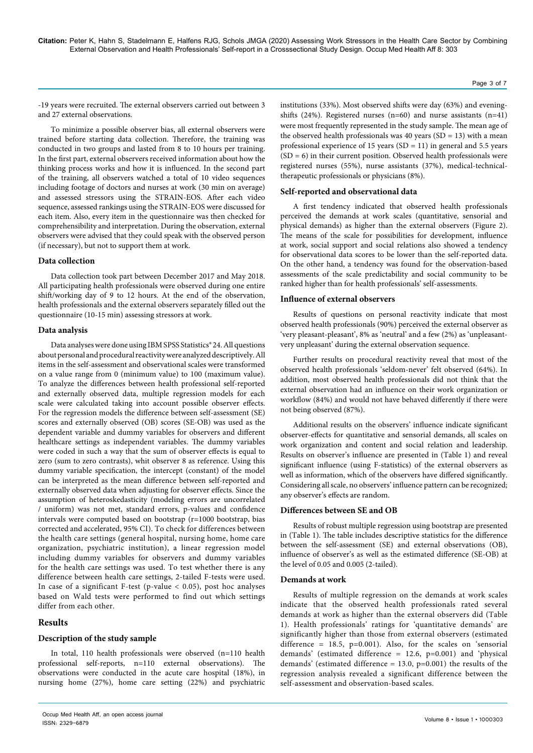-19 years were recruited. The external observers carried out between 3 and 27 external observations.

To minimize a possible observer bias, all external observers were trained before starting data collection. Therefore, the training was conducted in two groups and lasted from 8 to 10 hours per training. In the first part, external observers received information about how the thinking process works and how it is influenced. In the second part of the training, all observers watched a total of 10 video sequences including footage of doctors and nurses at work (30 min on average) and assessed stressors using the STRAIN-EOS. After each video sequence, assessed rankings using the STRAIN-EOS were discussed for each item. Also, every item in the questionnaire was then checked for comprehensibility and interpretation. During the observation, external observers were advised that they could speak with the observed person (if necessary), but not to support them at work.

### Data collection

Data collection took part between December 2017 and May 2018. All participating health professionals were observed during one entire shift/working day of 9 to 12 hours. At the end of the observation, health professionals and the external observers separately filled out the questionnaire (10-15 min) assessing stressors at work.

### Data analysis

Data analyses were done using IBM SPSS Statistics® 24. All questions about personal and procedural reactivity were analyzed descriptively. All items in the self-assessment and observational scales were transformed on a value range from 0 (minimum value) to 100 (maximum value). To analyze the differences between health professional self-reported and externally observed data, multiple regression models for each scale were calculated taking into account possible observer effects. For the regression models the difference between self-assessment (SE) scores and externally observed (OB) scores (SE-OB) was used as the dependent variable and dummy variables for observers and different healthcare settings as independent variables. The dummy variables were coded in such a way that the sum of observer effects is equal to zero (sum to zero contrasts), whit observer 8 as reference. Using this dummy variable specification, the intercept (constant) of the model can be interpreted as the mean difference between self-reported and externally observed data when adjusting for observer effects. Since the assumption of heteroskedasticity (modeling errors are uncorrelated / uniform) was not met, standard errors, p-values and confidence intervals were computed based on bootstrap (r=1000 bootstrap, bias corrected and accelerated, 95% CI). To check for differences between the health care settings (general hospital, nursing home, home care organization, psychiatric institution), a linear regression model including dummy variables for observers and dummy variables for the health care settings was used. To test whether there is any difference between health care settings, 2-tailed F-tests were used. In case of a significant F-test (p-value < 0.05), post hoc analyses based on Wald tests were performed to find out which settings differ from each other.

## Results

### Description of the study sample

In total, 110 health professionals were observed (n=110 health professional self-reports, n=110 external observations). The observations were conducted in the acute care hospital (18%), in nursing home (27%), home care setting (22%) and psychiatric institutions (33%). Most observed shifts were day (63%) and evening-shifts (24%). Registered nurses (n=60) and nurse assistants (n=41) were most frequently represented in the study sample. The mean age of the observed health professionals was 40 years (SD = 13) with a mean professional experience of 15 years (SD = 11) in general and 5.5 years (SD = 6) in their current position. Observed health professionals were registered nurses (55%), nurse assistants (37%), medical-technical-therapeutic professionals or physicians (8%).

### Self-reported and observational data

A first tendency indicated that observed health professionals perceived the demands at work scales (quantitative, sensorial and physical demands) as higher than the external observers (Figure 2). The means of the scale for possibilities for development, influence at work, social support and social relations also showed a tendency for observational data scores to be lower than the self-reported data. On the other hand, a tendency was found for the observation-based assessments of the scale predictability and social community to be ranked higher than for health professionals' self-assessments.

### Influence of external observers

Results of questions on personal reactivity indicate that most observed health professionals (90%) perceived the external observer as 'very pleasant-pleasant', 8% as 'neutral' and a few (2%) as 'unpleasant-very unpleasant' during the external observation sequence.

Further results on procedural reactivity reveal that most of the observed health professionals 'seldom-never' felt observed (64%). In addition, most observed health professionals did not think that the external observation had an influence on their work organization or workflow (84%) and would not have behaved differently if there were not being observed (87%).

Additional results on the observers' influence indicate significant observer-effects for quantitative and sensorial demands, all scales on work organization and content and social relation and leadership. Results on observer's influence are presented in (Table 1) and reveal significant influence (using F-statistics) of the external observers as well as information, which of the observers have differed significantly. Considering all scale, no observers' influence pattern can be recognized; any observer's effects are random.

### Differences between SE and OB

Results of robust multiple regression using bootstrap are presented in (Table 1). The table includes descriptive statistics for the difference between the self-assessment (SE) and external observations (OB), influence of observer's as well as the estimated difference (SE-OB) at the level of 0.05 and 0.005 (2-tailed).

### Demands at work

Results of multiple regression on the demands at work scales indicate that the observed health professionals rated several demands at work as higher than the external observers did (Table 1). Health professionals' ratings for 'quantitative demands' are significantly higher than those from external observers (estimated difference = 18.5, p=0.001). Also, for the scales on 'sensorial demands' (estimated difference = 12.6, p=0.001) and 'physical demands' (estimated difference = 13.0, p=0.001) the results of the regression analysis revealed a significant difference between the self-assessment and observation-based scales.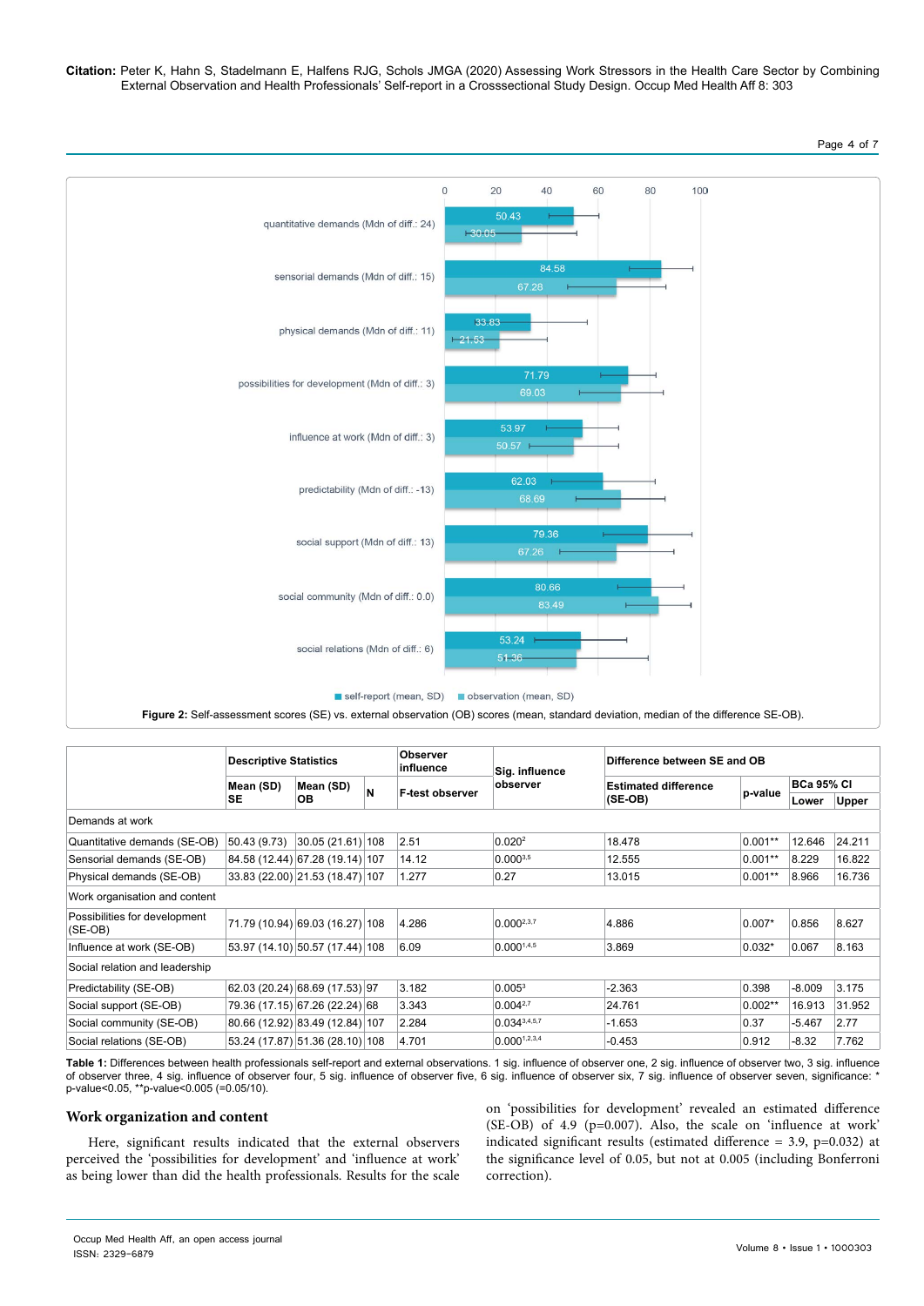Figure 2: Self-assessment scores (SE) vs. external observation (OB) scores (mean, standard deviation, median of the difference SE-OB).

| | Descriptive Statistics | | | Observer influence | Sig. influence observer | Difference between SE and OB | | | |
|---|---|---|---|---|---|---|---|---|---|
| | Mean (SD) SE | Mean (SD) OB | N | F-test observer | | Estimated difference (SE-OB) | p-value | BCa 95% CI Lower | BCa 95% CI Upper |
| Demands at work | | | | | | | | | |
| Quantitative demands (SE-OB) | 50.43 (9.73) | 30.05 (21.61) | 108 | 2.51 | 0.020[2] | 18.478 | 0.001** | 12.646 | 24.211 |
| Sensorial demands (SE-OB) | 84.58 (12.44) | 67.28 (19.14) | 107 | 14.12 | 0.000[3,5] | 12.555 | 0.001** | 8.229 | 16.822 |
| Physical demands (SE-OB) | 33.83 (22.00) | 21.53 (18.47) | 107 | 1.277 | 0.27 | 13.015 | 0.001** | 8.966 | 16.736 |
| Work organisation and content | | | | | | | | | |
| Possibilities for development (SE-OB) | 71.79 (10.94) | 69.03 (16.27) | 108 | 4.286 | 0.000[2,3,7] | 4.886 | 0.007* | 0.856 | 8.627 |
| Influence at work (SE-OB) | 53.97 (14.10) | 50.57 (17.44) | 108 | 6.09 | 0.000[1,4,5] | 3.869 | 0.032* | 0.067 | 8.163 |
| Social relation and leadership | | | | | | | | | |
| Predictability (SE-OB) | 62.03 (20.24) | 68.69 (17.53) | 97 | 3.182 | 0.005[3] | -2.363 | 0.398 | -8.009 | 3.175 |
| Social support (SE-OB) | 79.36 (17.15) | 67.26 (22.24) | 68 | 3.343 | 0.004[2,7] | 24.761 | 0.002** | 16.913 | 31.952 |
| Social community (SE-OB) | 80.66 (12.92) | 83.49 (12.84) | 107 | 2.284 | 0.034[3,4,5,7] | -1.653 | 0.37 | -5.467 | 2.77 |
| Social relations (SE-OB) | 53.24 (17.87) | 51.36 (28.10) | 108 | 4.701 | 0.000[1,2,3,4] | -0.453 | 0.912 | -8.32 | 7.762 |

**Table 1:** Differences between health professionals self-report and external observations. 1 sig. influence of observer one, 2 sig. influence of observer two, 3 sig. influence of observer three, 4 sig. influence of observer four, 5 sig. influence of observer five, 6 sig. influence of observer six, 7 sig. influence of observer seven, significance: * p-value<0.05, **p-value<0.005 (=0.05/10).

## Work organization and content

Here, significant results indicated that the external observers perceived the 'possibilities for development' and 'influence at work' as being lower than did the health professionals. Results for the scale on 'possibilities for development' revealed an estimated difference (SE-OB) of 4.9 (p=0.007). Also, the scale on 'influence at work' indicated significant results (estimated difference = 3.9, p=0.032) at the significance level of 0.05, but not at 0.005 (including Bonferroni correction).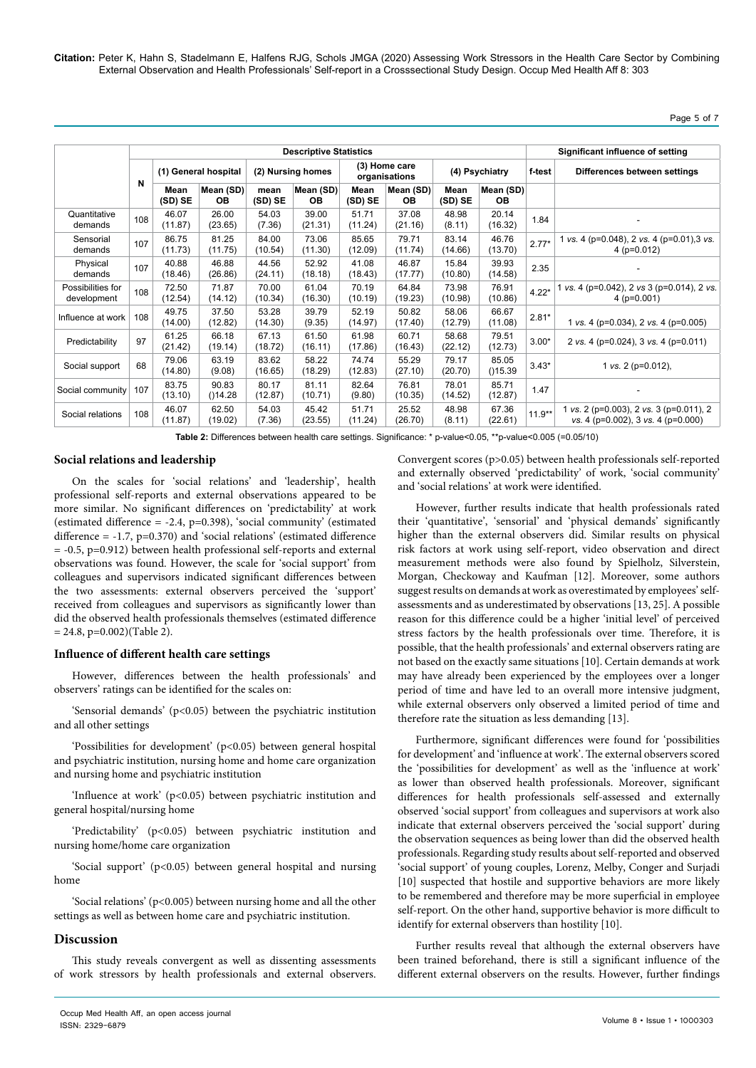| | N | Descriptive Statistics | | | | | | | | Significant influence of setting | |
|---|---|---|---|---|---|---|---|---|---|---|---|
| | | (1) General hospital | | (2) Nursing homes | | (3) Home care organisations | | (4) Psychiatry | | f-test | Differences between settings |
| | | Mean (SD) SE | Mean (SD) OB | mean (SD) SE | Mean (SD) OB | Mean (SD) SE | Mean (SD) OB | Mean (SD) SE | Mean (SD) OB | | |
| Quantitative demands | 108 | 46.07 (11.87) | 26.00 (23.65) | 54.03 (7.36) | 39.00 (21.31) | 51.71 (11.24) | 37.08 (21.16) | 48.98 (8.11) | 20.14 (16.32) | 1.84 | - |
| Sensorial demands | 107 | 86.75 (11.73) | 81.25 (11.75) | 84.00 (10.54) | 73.06 (11.30) | 85.65 (12.09) | 79.71 (11.74) | 83.14 (14.66) | 46.76 (13.70) | 2.77* | 1 *vs.* 4 (p=0.048), 2 *vs.* 4 (p=0.01),3 *vs.* 4 (p=0.012) |
| Physical demands | 107 | 40.88 (18.46) | 46.88 (26.86) | 44.56 (24.11) | 52.92 (18.18) | 41.08 (18.43) | 46.87 (17.77) | 15.84 (10.80) | 39.93 (14.58) | 2.35 | - |
| Possibilities for development | 108 | 72.50 (12.54) | 71.87 (14.12) | 70.00 (10.34) | 61.04 (16.30) | 70.19 (10.19) | 64.84 (19.23) | 73.98 (10.98) | 76.91 (10.86) | 4.22* | 1 *vs.* 4 (p=0.042), 2 *vs* 3 (p=0.014), 2 *vs.* 4 (p=0.001) |
| Influence at work | 108 | 49.75 (11.87) | 37.50 (12.82) | 53.28 (14.30) | 39.79 (9.35) | 52.19 (14.97) | 50.82 (17.40) | 58.06 (12.79) | 66.67 (11.08) | 2.81* | 1 *vs.* 4 (p=0.034), 2 *vs.* 4 (p=0.005) |
| Predictability | 97 | 61.25 (21.42) | 66.18 (19.14) | 67.13 (18.72) | 61.50 (16.11) | 61.98 (17.86) | 60.71 (16.43) | 58.68 (22.12) | 79.51 (12.73) | 3.00* | 2 *vs.* 4 (p=0.024), 3 *vs.* 4 (p=0.011) |
| Social support | 68 | 79.06 (14.80) | 63.19 (9.08) | 83.62 (16.65) | 58.22 (18.29) | 74.74 (12.83) | 55.29 (27.10) | 79.17 (20.70) | 85.05 ()15.39 | 3.43* | 1 *vs.* 2 (p=0.012), |
| Social community | 107 | 83.75 (13.10) | 90.83 ()14.28 | 80.17 (12.87) | 81.11 (10.71) | 82.64 (9.80) | 76.81 (10.35) | 78.01 (14.52) | 85.71 (12.87) | 1.47 | - |
| Social relations | 108 | 46.07 (11.87) | 62.50 (19.02) | 54.03 (7.36) | 45.42 (23.55) | 51.71 (11.24) | 25.52 (26.70) | 48.98 (8.11) | 67.36 (22.61) | 11.9** | 1 *vs.* 2 (p=0.003), 2 *vs.* 3 (p=0.011), 2 *vs.* 4 (p=0.002), 3 *vs.* 4 (p=0.000) |

**Table 2:** Differences between health care settings. Significance: * p-value<0.05, **p-value<0.005 (=0.05/10)

### Social relations and leadership

On the scales for 'social relations' and 'leadership', health professional self-reports and external observations appeared to be more similar. No significant differences on 'predictability' at work (estimated difference = -2.4, p=0.398), 'social community' (estimated difference = -1.7, p=0.370) and 'social relations' (estimated difference = -0.5, p=0.912) between health professional self-reports and external observations was found. However, the scale for 'social support' from colleagues and supervisors indicated significant differences between the two assessments: external observers perceived the 'support' received from colleagues and supervisors as significantly lower than did the observed health professionals themselves (estimated difference = 24.8, p=0.002)(Table 2).

### Influence of different health care settings

However, differences between the health professionals' and observers' ratings can be identified for the scales on:

'Sensorial demands' (p<0.05) between the psychiatric institution and all other settings

'Possibilities for development' (p<0.05) between general hospital and psychiatric institution, nursing home and home care organization and nursing home and psychiatric institution

'Influence at work' (p<0.05) between psychiatric institution and general hospital/nursing home

'Predictability' (p<0.05) between psychiatric institution and nursing home/home care organization

'Social support' (p<0.05) between general hospital and nursing home

'Social relations' (p<0.005) between nursing home and all the other settings as well as between home care and psychiatric institution.

## Discussion

This study reveals convergent as well as dissenting assessments of work stressors by health professionals and external observers. Convergent scores (p>0.05) between health professionals self-reported and externally observed 'predictability' of work, 'social community' and 'social relations' at work were identified.

However, further results indicate that health professionals rated their 'quantitative', 'sensorial' and 'physical demands' significantly higher than the external observers did. Similar results on physical risk factors at work using self-report, video observation and direct measurement methods were also found by Spielholz, Silverstein, Morgan, Checkoway and Kaufman [12]. Moreover, some authors suggest results on demands at work as overestimated by employees' self-assessments and as underestimated by observations [13, 25]. A possible reason for this difference could be a higher 'initial level' of perceived stress factors by the health professionals over time. Therefore, it is possible, that the health professionals' and external observers rating are not based on the exactly same situations [10]. Certain demands at work may have already been experienced by the employees over a longer period of time and have led to an overall more intensive judgment, while external observers only observed a limited period of time and therefore rate the situation as less demanding [13].

Furthermore, significant differences were found for 'possibilities for development' and 'influence at work'. The external observers scored the 'possibilities for development' as well as the 'influence at work' as lower than observed health professionals. Moreover, significant differences for health professionals self-assessed and externally observed 'social support' from colleagues and supervisors at work also indicate that external observers perceived the 'social support' during the observation sequences as being lower than did the observed health professionals. Regarding study results about self-reported and observed 'social support' of young couples, Lorenz, Melby, Conger and Surjadi [10] suspected that hostile and supportive behaviors are more likely to be remembered and therefore may be more superficial in employee self-report. On the other hand, supportive behavior is more difficult to identify for external observers than hostility [10].

Further results reveal that although the external observers have been trained beforehand, there is still a significant influence of the different external observers on the results. However, further findings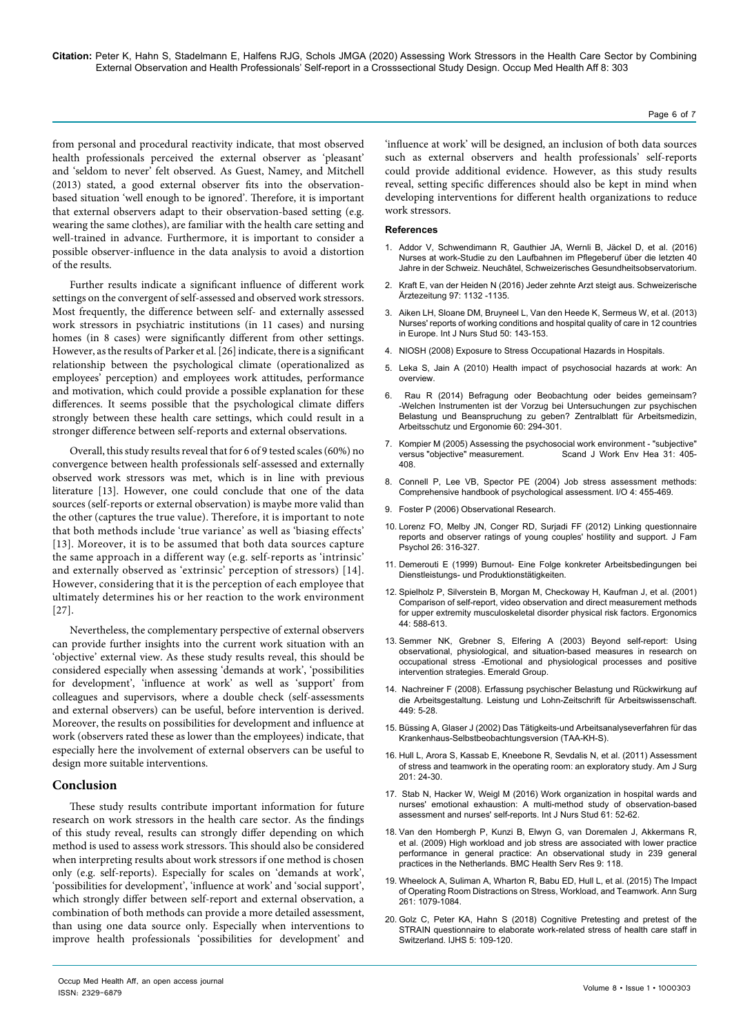from personal and procedural reactivity indicate, that most observed health professionals perceived the external observer as 'pleasant' and 'seldom to never' felt observed. As Guest, Namey, and Mitchell (2013) stated, a good external observer fits into the observation-based situation 'well enough to be ignored'. Therefore, it is important that external observers adapt to their observation-based setting (e.g. wearing the same clothes), are familiar with the health care setting and well-trained in advance. Furthermore, it is important to consider a possible observer-influence in the data analysis to avoid a distortion of the results.

Further results indicate a significant influence of different work settings on the convergent of self-assessed and observed work stressors. Most frequently, the difference between self- and externally assessed work stressors in psychiatric institutions (in 11 cases) and nursing homes (in 8 cases) were significantly different from other settings. However, as the results of Parker et al. [26] indicate, there is a significant relationship between the psychological climate (operationalized as employees' perception) and employees work attitudes, performance and motivation, which could provide a possible explanation for these differences. It seems possible that the psychological climate differs strongly between these health care settings, which could result in a stronger difference between self-reports and external observations.

Overall, this study results reveal that for 6 of 9 tested scales (60%) no convergence between health professionals self-assessed and externally observed work stressors was met, which is in line with previous literature [13]. However, one could conclude that one of the data sources (self-reports or external observation) is maybe more valid than the other (captures the true value). Therefore, it is important to note that both methods include 'true variance' as well as 'biasing effects' [13]. Moreover, it is to be assumed that both data sources capture the same approach in a different way (e.g. self-reports as 'intrinsic' and externally observed as 'extrinsic' perception of stressors) [14]. However, considering that it is the perception of each employee that ultimately determines his or her reaction to the work environment [27].

Nevertheless, the complementary perspective of external observers can provide further insights into the current work situation with an 'objective' external view. As these study results reveal, this should be considered especially when assessing 'demands at work', 'possibilities for development', 'influence at work' as well as 'support' from colleagues and supervisors, where a double check (self-assessments and external observers) can be useful, before intervention is derived. Moreover, the results on possibilities for development and influence at work (observers rated these as lower than the employees) indicate, that especially here the involvement of external observers can be useful to design more suitable interventions.

## Conclusion

These study results contribute important information for future research on work stressors in the health care sector. As the findings of this study reveal, results can strongly differ depending on which method is used to assess work stressors. This should also be considered when interpreting results about work stressors if one method is chosen only (e.g. self-reports). Especially for scales on 'demands at work', 'possibilities for development', 'influence at work' and 'social support', which strongly differ between self-report and external observation, a combination of both methods can provide a more detailed assessment, than using one data source only. Especially when interventions to improve health professionals 'possibilities for development' and 'influence at work' will be designed, an inclusion of both data sources such as external observers and health professionals' self-reports could provide additional evidence. However, as this study results reveal, setting specific differences should also be kept in mind when developing interventions for different health organizations to reduce work stressors.

### References

1. Addor V, Schwendimann R, Gauthier JA, Wernli B, Jäckel D, et al. (2016) Nurses at work-Studie zu den Laufbahnen im Pflegeberuf über die letzten 40 Jahre in der Schweiz. Neuchâtel, Schweizerisches Gesundheitsobservatorium.
2. Kraft E, van der Heiden N (2016) Jeder zehnte Arzt steigt aus. Schweizerische Ärztezeitung 97: 1132 -1135.
3. Aiken LH, Sloane DM, Bruyneel L, Van den Heede K, Sermeus W, et al. (2013) Nurses' reports of working conditions and hospital quality of care in 12 countries in Europe. Int J Nurs Stud 50: 143-153.
4. NIOSH (2008) Exposure to Stress Occupational Hazards in Hospitals.
5. Leka S, Jain A (2010) Health impact of psychosocial hazards at work: An overview.
6. Rau R (2014) Befragung oder Beobachtung oder beides gemeinsam? -Welchen Instrumenten ist der Vorzug bei Untersuchungen zur psychischen Belastung und Beanspruchung zu geben? Zentralblatt für Arbeitsmedizin, Arbeitsschutz und Ergonomie 60: 294-301.
7. Kompier M (2005) Assessing the psychosocial work environment - "subjective" versus "objective" measurement. Scand J Work Env Hea 31: 405-408.
8. Connell P, Lee VB, Spector PE (2004) Job stress assessment methods: Comprehensive handbook of psychological assessment. I/O 4: 455-469.
9. Foster P (2006) Observational Research.
10. Lorenz FO, Melby JN, Conger RD, Surjadi FF (2012) Linking questionnaire reports and observer ratings of young couples' hostility and support. J Fam Psychol 26: 316-327.
11. Demerouti E (1999) Burnout- Eine Folge konkreter Arbeitsbedingungen bei Dienstleistungs- und Produktionstätigkeiten.
12. Spielholz P, Silverstein B, Morgan M, Checkoway H, Kaufman J, et al. (2001) Comparison of self-report, video observation and direct measurement methods for upper extremity musculoskeletal disorder physical risk factors. Ergonomics 44: 588-613.
13. Semmer NK, Grebner S, Elfering A (2003) Beyond self-report: Using observational, physiological, and situation-based measures in research on occupational stress -Emotional and physiological processes and positive intervention strategies. Emerald Group.
14. Nachreiner F (2008). Erfassung psychischer Belastung und Rückwirkung auf die Arbeitsgestaltung. Leistung und Lohn-Zeitschrift für Arbeitswissenschaft. 449: 5-28.
15. Büssing A, Glaser J (2002) Das Tätigkeits-und Arbeitsanalyseverfahren für das Krankenhaus-Selbstbeobachtungsversion (TAA-KH-S).
16. Hull L, Arora S, Kassab E, Kneebone R, Sevdalis N, et al. (2011) Assessment of stress and teamwork in the operating room: an exploratory study. Am J Surg 201: 24-30.
17. Stab N, Hacker W, Weigl M (2016) Work organization in hospital wards and nurses' emotional exhaustion: A multi-method study of observation-based assessment and nurses' self-reports. Int J Nurs Stud 61: 52-62.
18. Van den Hombergh P, Kunzi B, Elwyn G, van Doremalen J, Akkermans R, et al. (2009) High workload and job stress are associated with lower practice performance in general practice: An observational study in 239 general practices in the Netherlands. BMC Health Serv Res 9: 118.
19. Wheelock A, Suliman A, Wharton R, Babu ED, Hull L, et al. (2015) The Impact of Operating Room Distractions on Stress, Workload, and Teamwork. Ann Surg 261: 1079-1084.
20. Golz C, Peter KA, Hahn S (2018) Cognitive Pretesting and pretest of the STRAIN questionnaire to elaborate work-related stress of health care staff in Switzerland. IJHS 5: 109-120.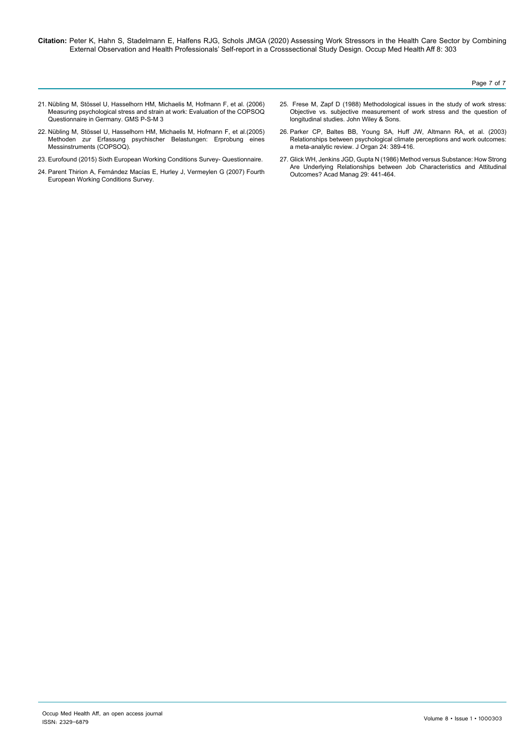21. Nübling M, Stössel U, Hasselhorn HM, Michaelis M, Hofmann F, et al. (2006) Measuring psychological stress and strain at work: Evaluation of the COPSOQ Questionnaire in Germany. GMS P-S-M 3

22. Nübling M, Stössel U, Hasselhorn HM, Michaelis M, Hofmann F, et al.(2005) Methoden zur Erfassung psychischer Belastungen: Erprobung eines Messinstruments (COPSOQ).

23. Eurofound (2015) Sixth European Working Conditions Survey- Questionnaire.

24. Parent Thirion A, Fernández Macías E, Hurley J, Vermeylen G (2007) Fourth European Working Conditions Survey.

25. Frese M, Zapf D (1988) Methodological issues in the study of work stress: Objective vs. subjective measurement of work stress and the question of longitudinal studies. John Wiley & Sons.

26. Parker CP, Baltes BB, Young SA, Huff JW, Altmann RA, et al. (2003) Relationships between psychological climate perceptions and work outcomes: a meta-analytic review. J Organ 24: 389-416.

27. Glick WH, Jenkins JGD, Gupta N (1986) Method versus Substance: How Strong Are Underlying Relationships between Job Characteristics and Attitudinal Outcomes? Acad Manag 29: 441-464.